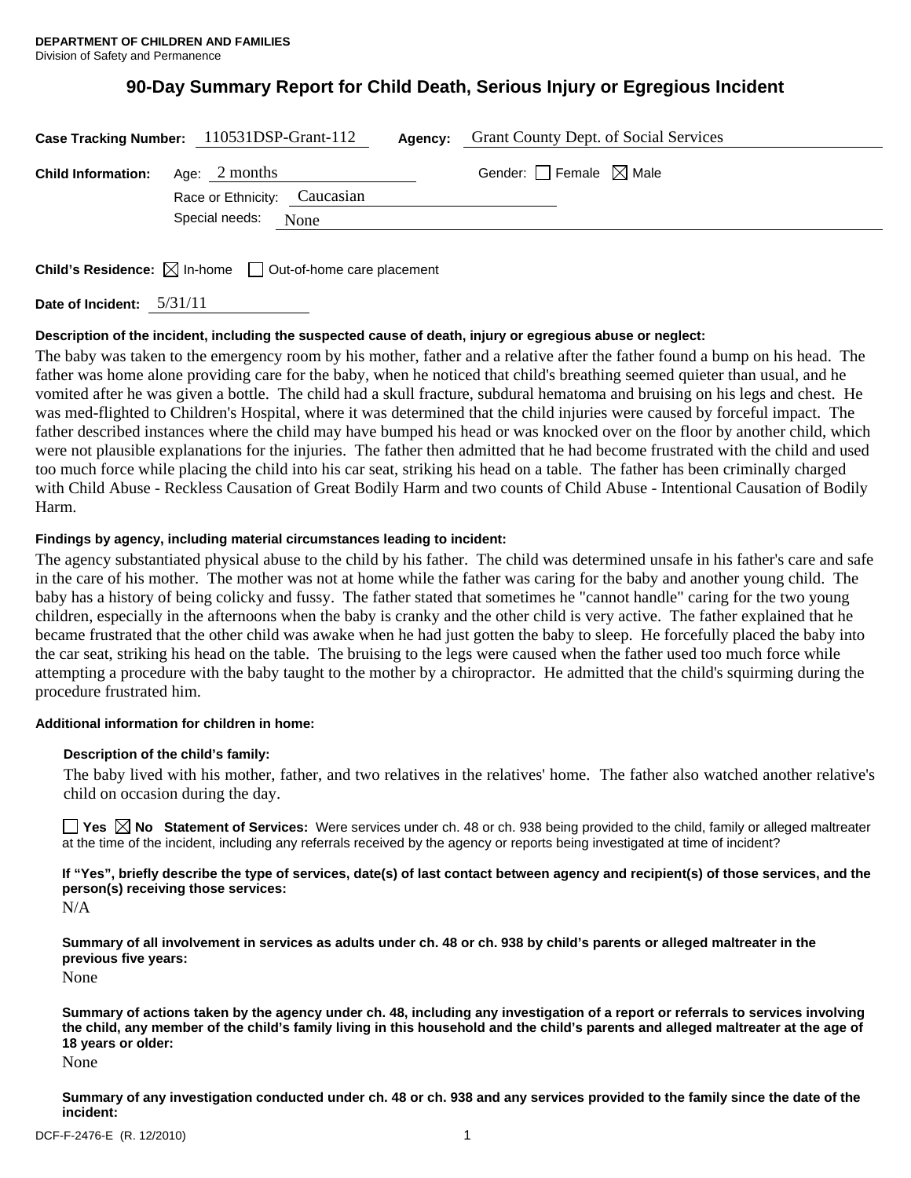**DEPARTMENT OF CHILDREN AND FAMILIES**
Division of Safety and Permanence

# 90-Day Summary Report for Child Death, Serious Injury or Egregious Incident

**Case Tracking Number:** 110531DSP-Grant-112 **Agency:** Grant County Dept. of Social Services

**Child Information:** Age: 2 months Gender: ☐ Female ☒ Male

Race or Ethnicity: Caucasian

Special needs: None

**Child's Residence:** ☒ In-home ☐ Out-of-home care placement

**Date of Incident:** 5/31/11

**Description of the incident, including the suspected cause of death, injury or egregious abuse or neglect:**

The baby was taken to the emergency room by his mother, father and a relative after the father found a bump on his head. The father was home alone providing care for the baby, when he noticed that child's breathing seemed quieter than usual, and he vomited after he was given a bottle. The child had a skull fracture, subdural hematoma and bruising on his legs and chest. He was med-flighted to Children's Hospital, where it was determined that the child injuries were caused by forceful impact. The father described instances where the child may have bumped his head or was knocked over on the floor by another child, which were not plausible explanations for the injuries. The father then admitted that he had become frustrated with the child and used too much force while placing the child into his car seat, striking his head on a table. The father has been criminally charged with Child Abuse - Reckless Causation of Great Bodily Harm and two counts of Child Abuse - Intentional Causation of Bodily Harm.

**Findings by agency, including material circumstances leading to incident:**

The agency substantiated physical abuse to the child by his father. The child was determined unsafe in his father's care and safe in the care of his mother. The mother was not at home while the father was caring for the baby and another young child. The baby has a history of being colicky and fussy. The father stated that sometimes he "cannot handle" caring for the two young children, especially in the afternoons when the baby is cranky and the other child is very active. The father explained that he became frustrated that the other child was awake when he had just gotten the baby to sleep. He forcefully placed the baby into the car seat, striking his head on the table. The bruising to the legs were caused when the father used too much force while attempting a procedure with the baby taught to the mother by a chiropractor. He admitted that the child's squirming during the procedure frustrated him.

**Additional information for children in home:**

**Description of the child's family:**

The baby lived with his mother, father, and two relatives in the relatives' home. The father also watched another relative's child on occasion during the day.

☐ **Yes** ☒ **No** **Statement of Services:** Were services under ch. 48 or ch. 938 being provided to the child, family or alleged maltreater at the time of the incident, including any referrals received by the agency or reports being investigated at time of incident?

**If "Yes", briefly describe the type of services, date(s) of last contact between agency and recipient(s) of those services, and the person(s) receiving those services:**

N/A

**Summary of all involvement in services as adults under ch. 48 or ch. 938 by child's parents or alleged maltreater in the previous five years:**

None

**Summary of actions taken by the agency under ch. 48, including any investigation of a report or referrals to services involving the child, any member of the child's family living in this household and the child's parents and alleged maltreater at the age of 18 years or older:**

None

**Summary of any investigation conducted under ch. 48 or ch. 938 and any services provided to the family since the date of the incident:**

DCF-F-2476-E (R. 12/2010)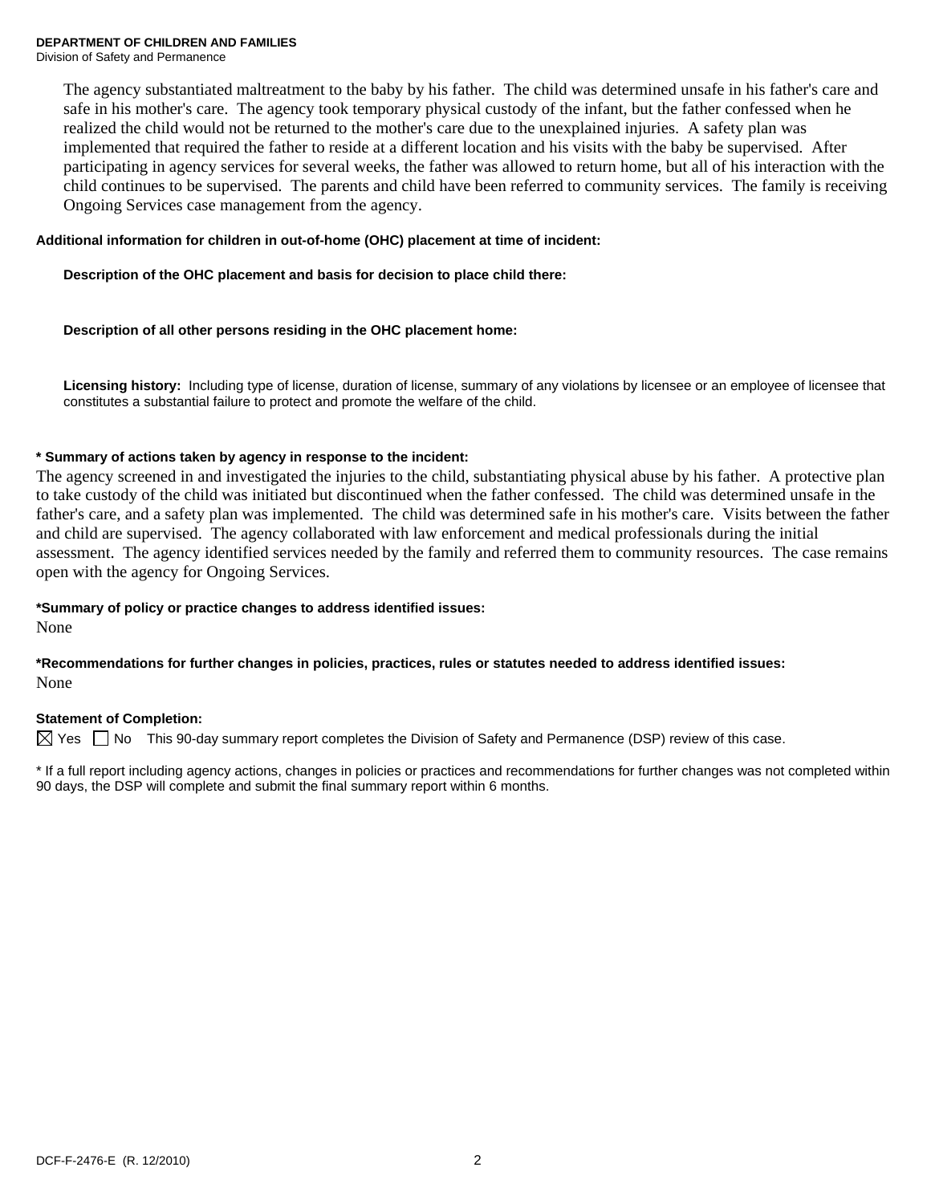The agency substantiated maltreatment to the baby by his father. The child was determined unsafe in his father's care and safe in his mother's care. The agency took temporary physical custody of the infant, but the father confessed when he realized the child would not be returned to the mother's care due to the unexplained injuries. A safety plan was implemented that required the father to reside at a different location and his visits with the baby be supervised. After participating in agency services for several weeks, the father was allowed to return home, but all of his interaction with the child continues to be supervised. The parents and child have been referred to community services. The family is receiving Ongoing Services case management from the agency.

**Additional information for children in out-of-home (OHC) placement at time of incident:**

**Description of the OHC placement and basis for decision to place child there:**

**Description of all other persons residing in the OHC placement home:**

**Licensing history:** Including type of license, duration of license, summary of any violations by licensee or an employee of licensee that constitutes a substantial failure to protect and promote the welfare of the child.

**\* Summary of actions taken by agency in response to the incident:**

The agency screened in and investigated the injuries to the child, substantiating physical abuse by his father. A protective plan to take custody of the child was initiated but discontinued when the father confessed. The child was determined unsafe in the father's care, and a safety plan was implemented. The child was determined safe in his mother's care. Visits between the father and child are supervised. The agency collaborated with law enforcement and medical professionals during the initial assessment. The agency identified services needed by the family and referred them to community resources. The case remains open with the agency for Ongoing Services.

**\*Summary of policy or practice changes to address identified issues:**

None

**\*Recommendations for further changes in policies, practices, rules or statutes needed to address identified issues:**

None

**Statement of Completion:**

☒ Yes ☐ No This 90-day summary report completes the Division of Safety and Permanence (DSP) review of this case.

\* If a full report including agency actions, changes in policies or practices and recommendations for further changes was not completed within 90 days, the DSP will complete and submit the final summary report within 6 months.